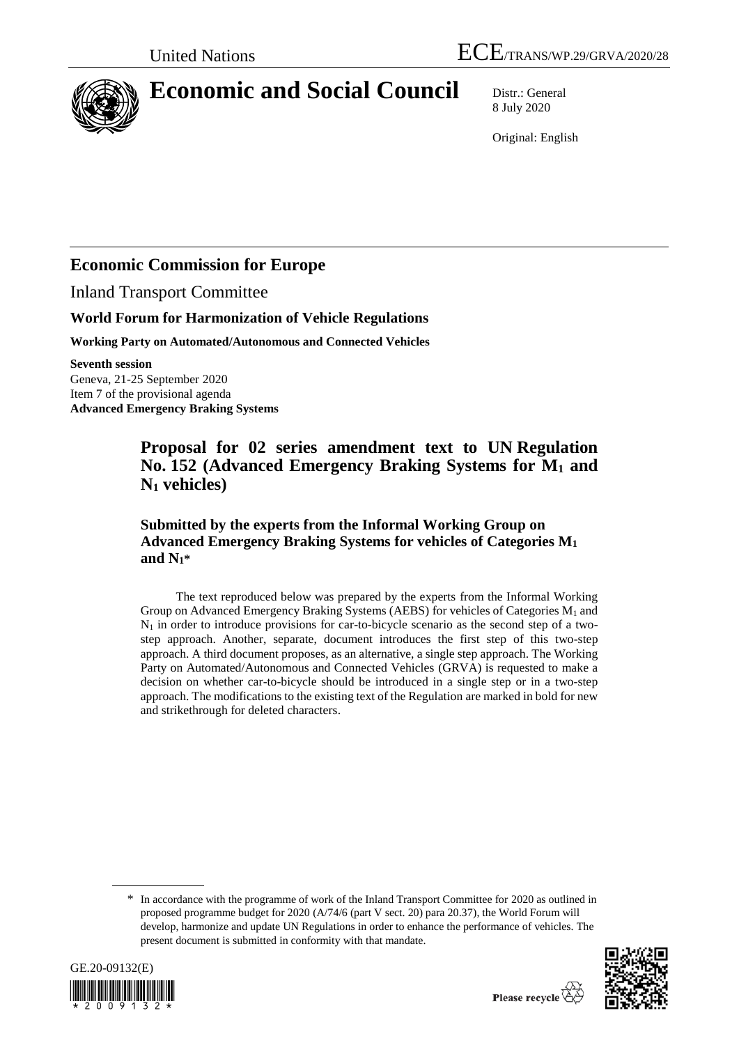United Nations

ECE/TRANS/WP.29/GRVA/2020/28

# Economic and Social Council

Distr.: General
8 July 2020

Original: English

## Economic Commission for Europe

Inland Transport Committee

### World Forum for Harmonization of Vehicle Regulations

**Working Party on Automated/Autonomous and Connected Vehicles**

**Seventh session**
Geneva, 21-25 September 2020
Item 7 of the provisional agenda
**Advanced Emergency Braking Systems**

# Proposal for 02 series amendment text to UN Regulation No. 152 (Advanced Emergency Braking Systems for $M_1$ and $N_1$ vehicles)

## Submitted by the experts from the Informal Working Group on Advanced Emergency Braking Systems for vehicles of Categories $M_1$ and $N_1$*

The text reproduced below was prepared by the experts from the Informal Working Group on Advanced Emergency Braking Systems (AEBS) for vehicles of Categories $M_1$ and $N_1$ in order to introduce provisions for car-to-bicycle scenario as the second step of a two-step approach. Another, separate, document introduces the first step of this two-step approach. A third document proposes, as an alternative, a single step approach. The Working Party on Automated/Autonomous and Connected Vehicles (GRVA) is requested to make a decision on whether car-to-bicycle should be introduced in a single step or in a two-step approach. The modifications to the existing text of the Regulation are marked in bold for new and strikethrough for deleted characters.

\* In accordance with the programme of work of the Inland Transport Committee for 2020 as outlined in proposed programme budget for 2020 (A/74/6 (part V sect. 20) para 20.37), the World Forum will develop, harmonize and update UN Regulations in order to enhance the performance of vehicles. The present document is submitted in conformity with that mandate.

GE.20-09132(E)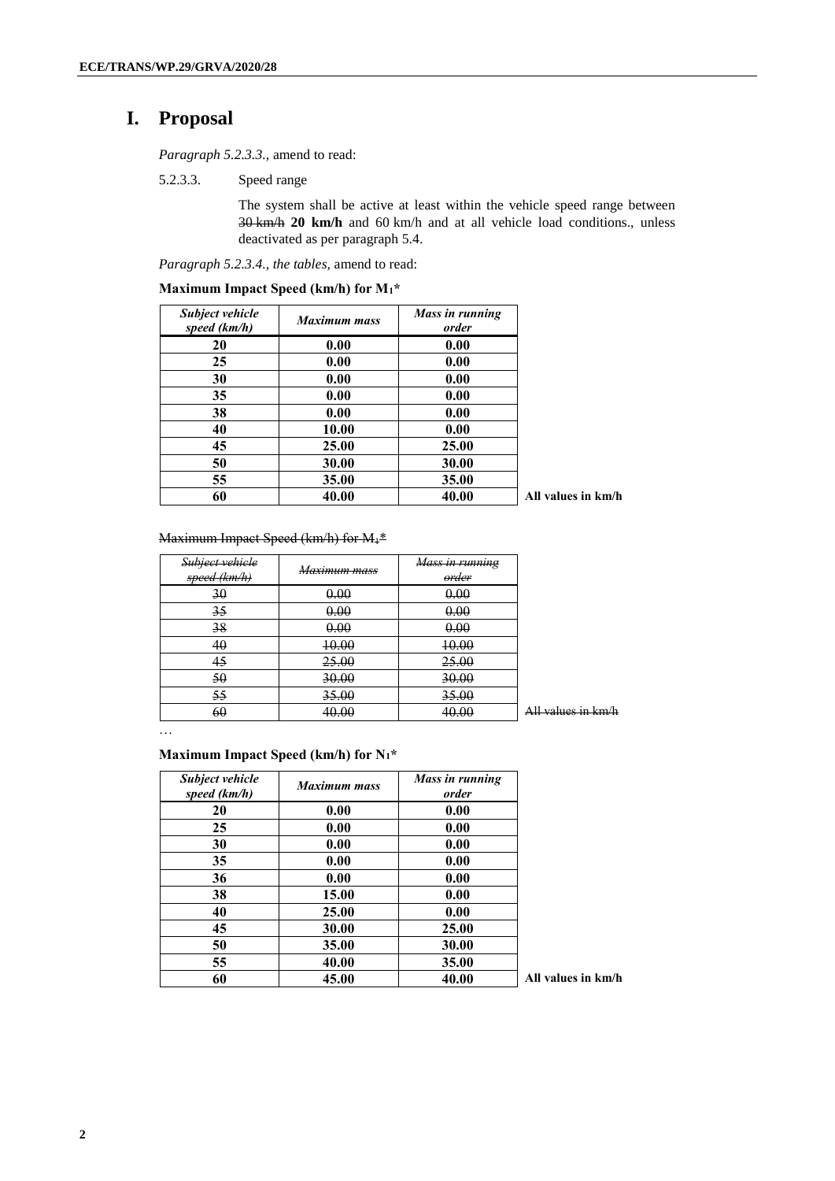# I. Proposal

*Paragraph 5.2.3.3.,* amend to read:

5.2.3.3. Speed range

The system shall be active at least within the vehicle speed range between ~~30 km/h~~ **20 km/h** and 60 km/h and at all vehicle load conditions., unless deactivated as per paragraph 5.4.

*Paragraph 5.2.3.4., the tables,* amend to read:

**Maximum Impact Speed (km/h) for $M_1$\***

| *Subject vehicle speed (km/h)* | *Maximum mass* | *Mass in running order* |
|---|---|---|
| **20** | **0.00** | **0.00** |
| **25** | **0.00** | **0.00** |
| **30** | **0.00** | **0.00** |
| **35** | **0.00** | **0.00** |
| **38** | **0.00** | **0.00** |
| **40** | **10.00** | **0.00** |
| **45** | **25.00** | **25.00** |
| **50** | **30.00** | **30.00** |
| **55** | **35.00** | **35.00** |
| **60** | **40.00** | **40.00** |

**All values in km/h**

~~Maximum Impact Speed (km/h) for $M_1$\*~~

| ~~*Subject vehicle speed (km/h)*~~ | ~~*Maximum mass*~~ | ~~*Mass in running order*~~ |
|---|---|---|
| ~~30~~ | ~~0.00~~ | ~~0.00~~ |
| ~~35~~ | ~~0.00~~ | ~~0.00~~ |
| ~~38~~ | ~~0.00~~ | ~~0.00~~ |
| ~~40~~ | ~~10.00~~ | ~~10.00~~ |
| ~~45~~ | ~~25.00~~ | ~~25.00~~ |
| ~~50~~ | ~~30.00~~ | ~~30.00~~ |
| ~~55~~ | ~~35.00~~ | ~~35.00~~ |
| ~~60~~ | ~~40.00~~ | ~~40.00~~ |

~~All values in km/h~~

…

**Maximum Impact Speed (km/h) for $N_1$\***

| *Subject vehicle speed (km/h)* | *Maximum mass* | *Mass in running order* |
|---|---|---|
| **20** | **0.00** | **0.00** |
| **25** | **0.00** | **0.00** |
| **30** | **0.00** | **0.00** |
| **35** | **0.00** | **0.00** |
| **36** | **0.00** | **0.00** |
| **38** | **15.00** | **0.00** |
| **40** | **25.00** | **0.00** |
| **45** | **30.00** | **25.00** |
| **50** | **35.00** | **30.00** |
| **55** | **40.00** | **35.00** |
| **60** | **45.00** | **40.00** |

**All values in km/h**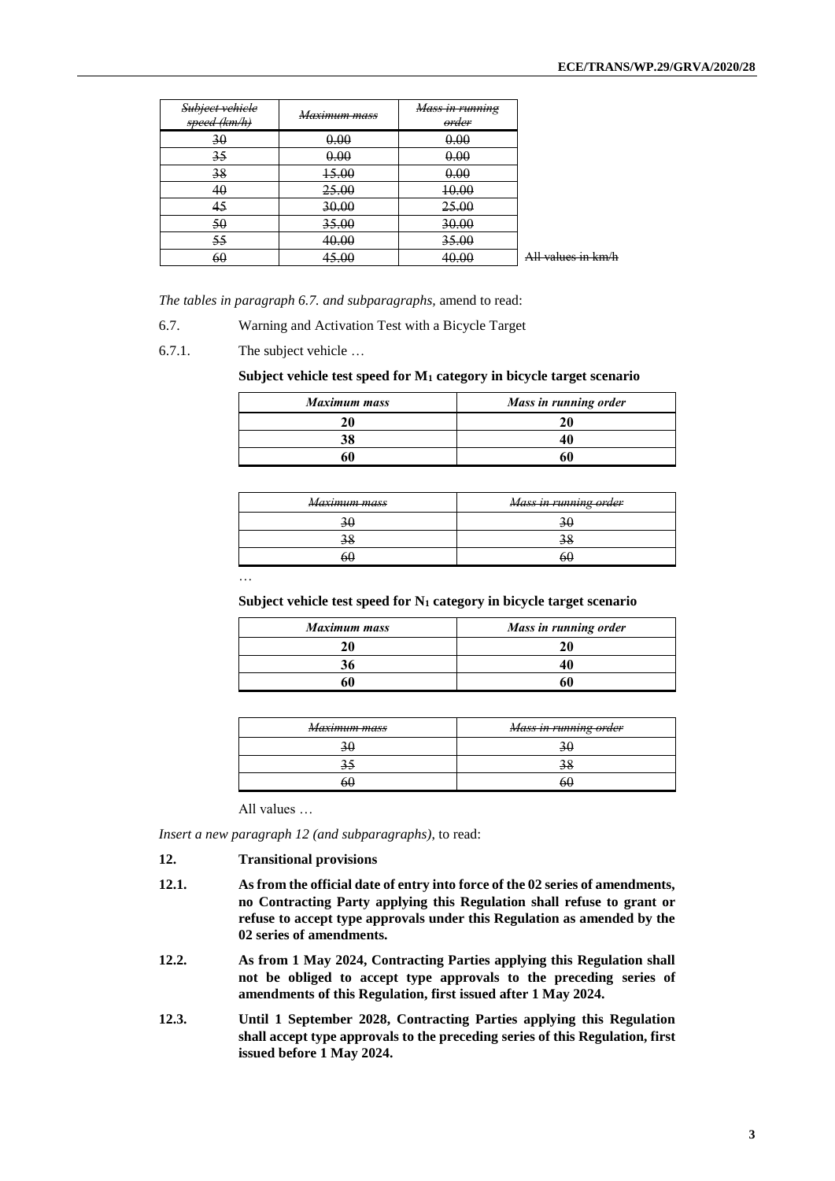| ~~Subject vehicle speed (km/h)~~ | ~~Maximum mass~~ | ~~Mass in running order~~ |
|---|---|---|
| ~~30~~ | ~~0.00~~ | ~~0.00~~ |
| ~~35~~ | ~~0.00~~ | ~~0.00~~ |
| ~~38~~ | ~~15.00~~ | ~~0.00~~ |
| ~~40~~ | ~~25.00~~ | ~~10.00~~ |
| ~~45~~ | ~~30.00~~ | ~~25.00~~ |
| ~~50~~ | ~~35.00~~ | ~~30.00~~ |
| ~~55~~ | ~~40.00~~ | ~~35.00~~ |
| ~~60~~ | ~~45.00~~ | ~~40.00~~ |

~~All values in km/h~~

*The tables in paragraph 6.7. and subparagraphs,* amend to read:

6.7. Warning and Activation Test with a Bicycle Target

6.7.1. The subject vehicle …

**Subject vehicle test speed for $M_1$ category in bicycle target scenario**

| *Maximum mass* | *Mass in running order* |
|---|---|
| **20** | **20** |
| **38** | **40** |
| **60** | **60** |

| ~~Maximum mass~~ | ~~Mass in running order~~ |
|---|---|
| ~~30~~ | ~~30~~ |
| ~~38~~ | ~~38~~ |
| ~~60~~ | ~~60~~ |

…

**Subject vehicle test speed for $N_1$ category in bicycle target scenario**

| *Maximum mass* | *Mass in running order* |
|---|---|
| **20** | **20** |
| **36** | **40** |
| **60** | **60** |

| ~~Maximum mass~~ | ~~Mass in running order~~ |
|---|---|
| ~~30~~ | ~~30~~ |
| ~~35~~ | ~~38~~ |
| ~~60~~ | ~~60~~ |

All values …

*Insert a new paragraph 12 (and subparagraphs),* to read:

**12. Transitional provisions**

**12.1. As from the official date of entry into force of the 02 series of amendments, no Contracting Party applying this Regulation shall refuse to grant or refuse to accept type approvals under this Regulation as amended by the 02 series of amendments.**

**12.2. As from 1 May 2024, Contracting Parties applying this Regulation shall not be obliged to accept type approvals to the preceding series of amendments of this Regulation, first issued after 1 May 2024.**

**12.3. Until 1 September 2028, Contracting Parties applying this Regulation shall accept type approvals to the preceding series of this Regulation, first issued before 1 May 2024.**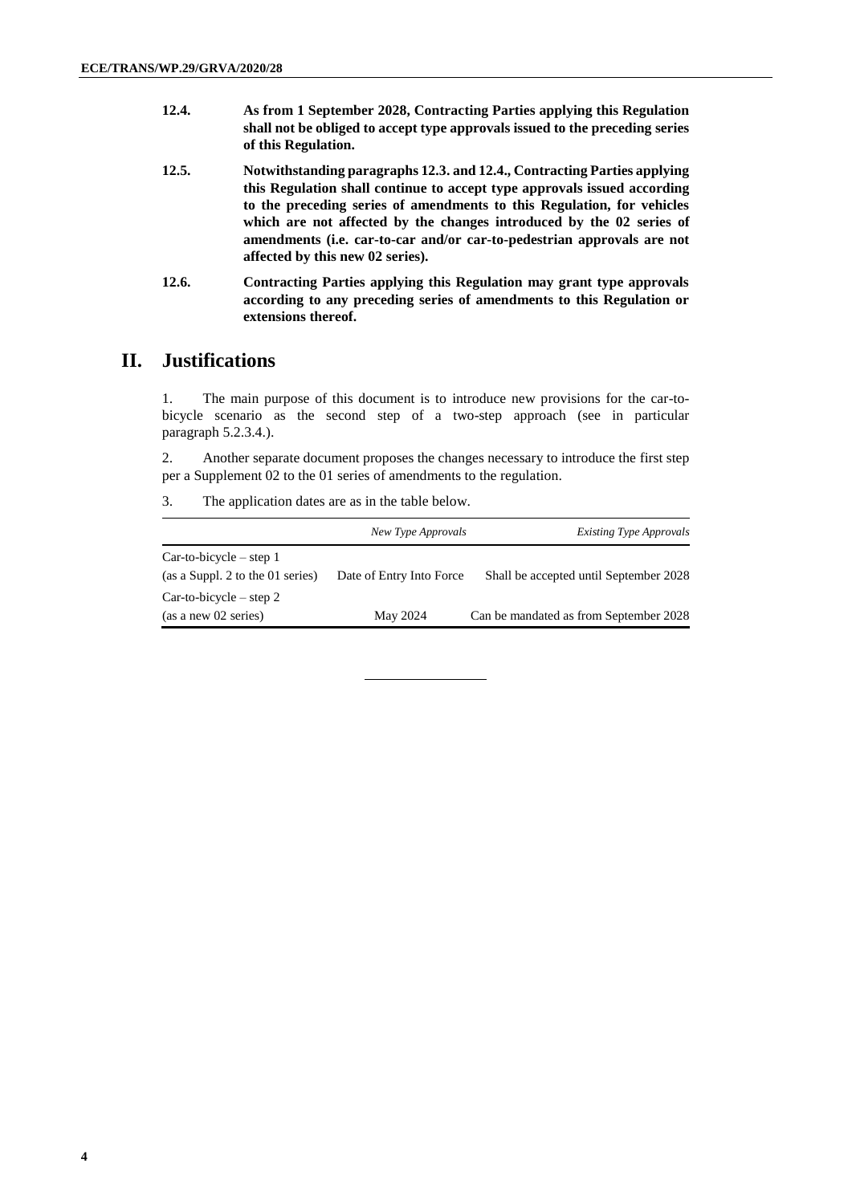**12.4. As from 1 September 2028, Contracting Parties applying this Regulation shall not be obliged to accept type approvals issued to the preceding series of this Regulation.**

**12.5. Notwithstanding paragraphs 12.3. and 12.4., Contracting Parties applying this Regulation shall continue to accept type approvals issued according to the preceding series of amendments to this Regulation, for vehicles which are not affected by the changes introduced by the 02 series of amendments (i.e. car-to-car and/or car-to-pedestrian approvals are not affected by this new 02 series).**

**12.6. Contracting Parties applying this Regulation may grant type approvals according to any preceding series of amendments to this Regulation or extensions thereof.**

# II. Justifications

1. The main purpose of this document is to introduce new provisions for the car-to-bicycle scenario as the second step of a two-step approach (see in particular paragraph 5.2.3.4.).

2. Another separate document proposes the changes necessary to introduce the first step per a Supplement 02 to the 01 series of amendments to the regulation.

3. The application dates are as in the table below.

| | *New Type Approvals* | *Existing Type Approvals* |
|---|---|---|
| Car-to-bicycle – step 1 (as a Suppl. 2 to the 01 series) | Date of Entry Into Force | Shall be accepted until September 2028 |
| Car-to-bicycle – step 2 (as a new 02 series) | May 2024 | Can be mandated as from September 2028 |